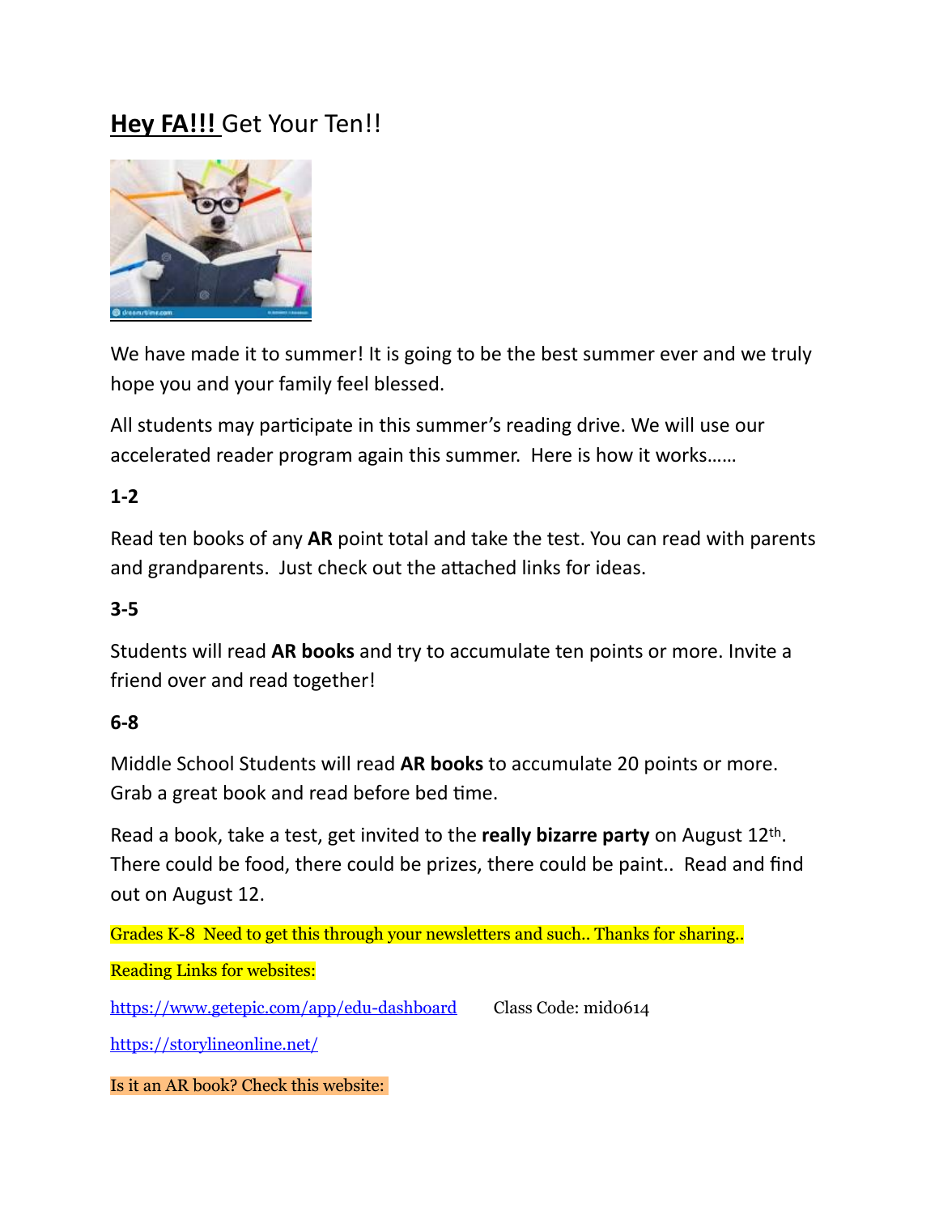# **Hey FA!!!** Get Your Ten!!

We have made it to summer! It is going to be the best summer ever and we truly hope you and your family feel blessed.

All students may participate in this summer's reading drive. We will use our accelerated reader program again this summer. Here is how it works……

**1-2**

Read ten books of any **AR** point total and take the test. You can read with parents and grandparents. Just check out the attached links for ideas.

**3-5**

Students will read **AR books** and try to accumulate ten points or more. Invite a friend over and read together!

**6-8**

Middle School Students will read **AR books** to accumulate 20 points or more. Grab a great book and read before bed time.

Read a book, take a test, get invited to the **really bizarre party** on August 12th. There could be food, there could be prizes, there could be paint.. Read and find out on August 12.

Grades K-8 Need to get this through your newsletters and such.. Thanks for sharing..

Reading Links for websites:

https://www.getepic.com/app/edu-dashboard Class Code: mid0614

https://storylineonline.net/

Is it an AR book? Check this website: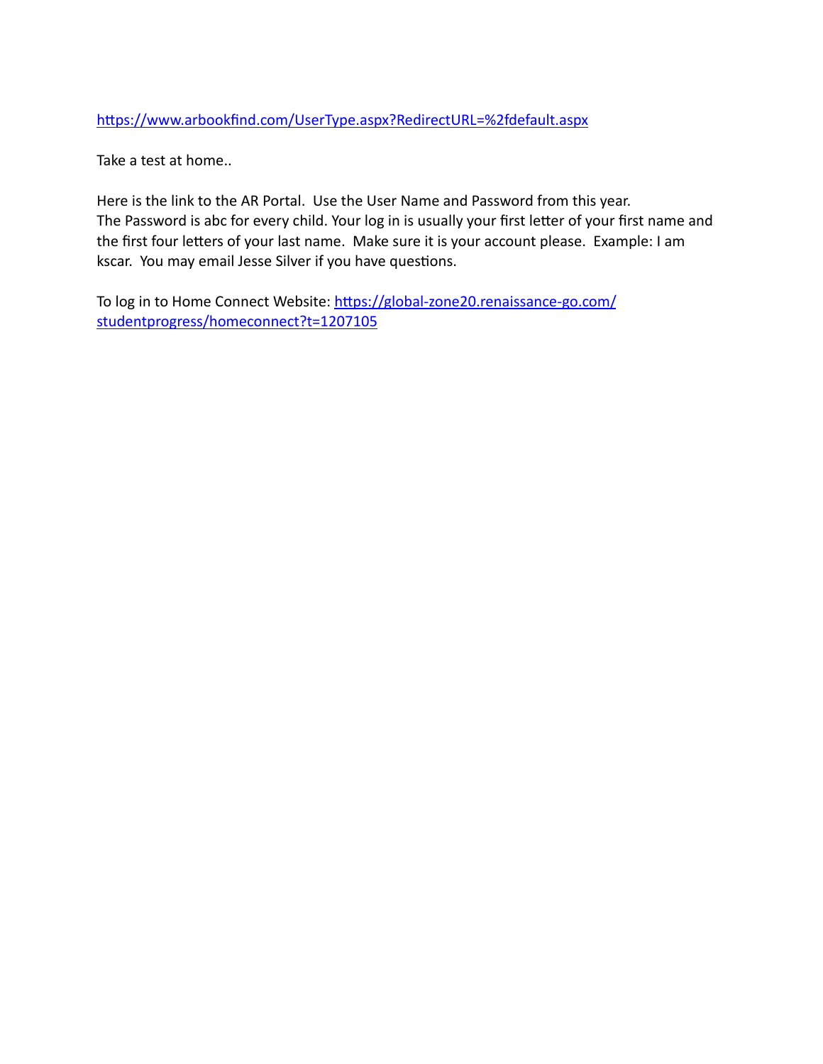https://www.arbookfind.com/UserType.aspx?RedirectURL=%2fdefault.aspx

Take a test at home..

Here is the link to the AR Portal.  Use the User Name and Password from this year.
The Password is abc for every child. Your log in is usually your first letter of your first name and the first four letters of your last name.  Make sure it is your account please.  Example: I am kscar.  You may email Jesse Silver if you have questions.

To log in to Home Connect Website: https://global-zone20.renaissance-go.com/studentprogress/homeconnect?t=1207105